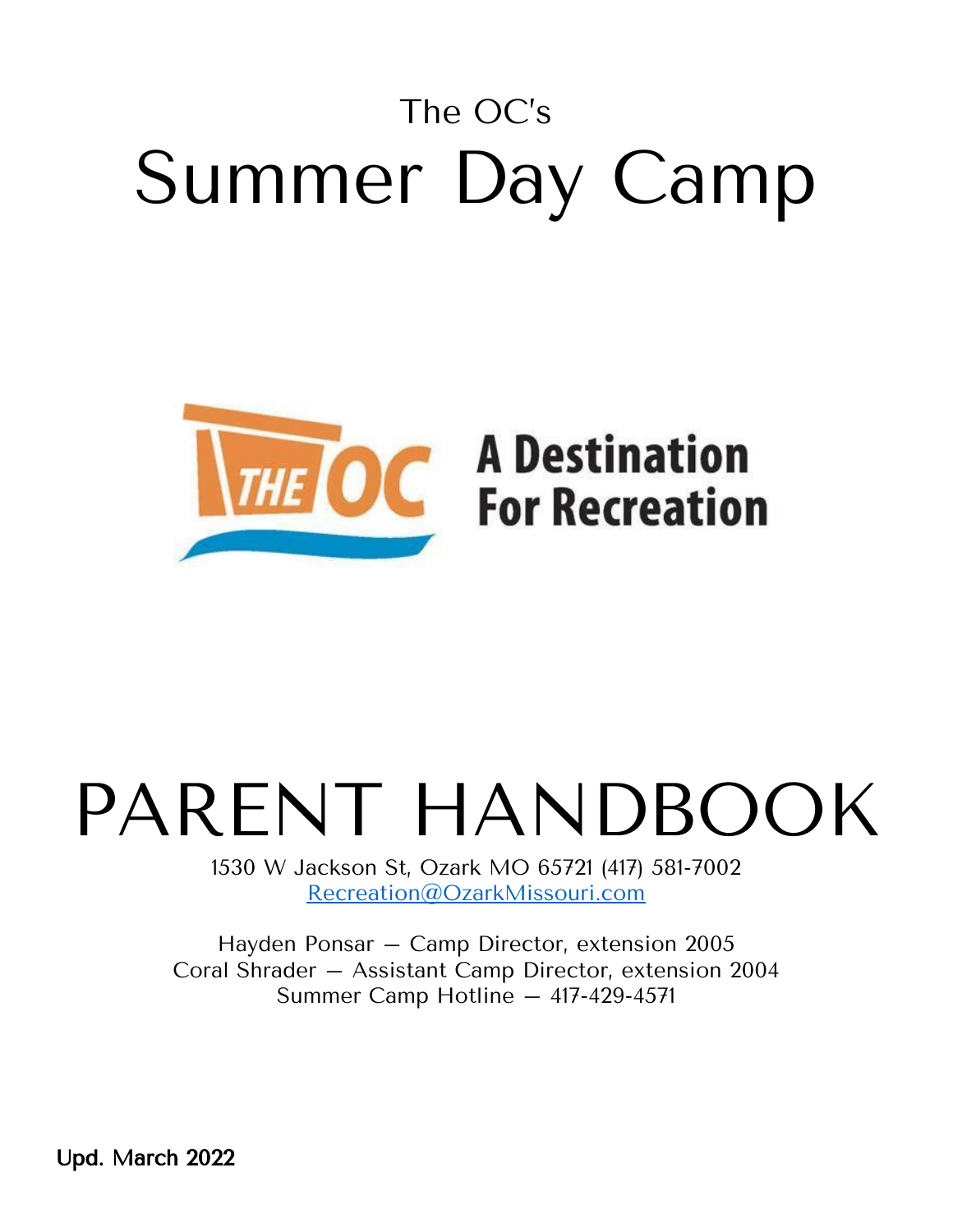The OC's

# Summer Day Camp

THE OC

A Destination For Recreation

# PARENT HANDBOOK

1530 W Jackson St, Ozark MO 65721 (417) 581-7002
Recreation@OzarkMissouri.com

Hayden Ponsar — Camp Director, extension 2005
Coral Shrader — Assistant Camp Director, extension 2004
Summer Camp Hotline — 417-429-4571

**Upd. March 2022**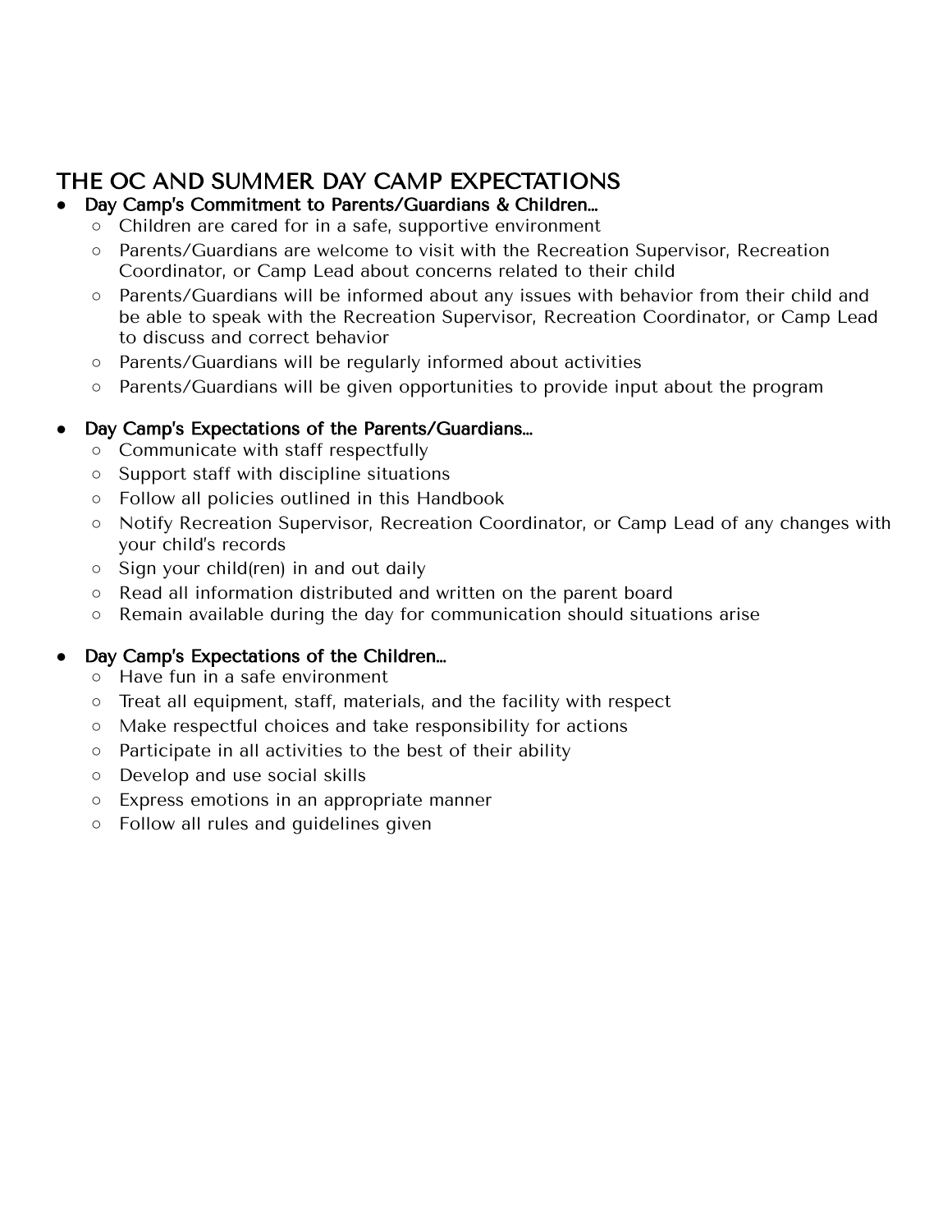## THE OC AND SUMMER DAY CAMP EXPECTATIONS

- **Day Camp's Commitment to Parents/Guardians & Children…**
  - Children are cared for in a safe, supportive environment
  - Parents/Guardians are welcome to visit with the Recreation Supervisor, Recreation Coordinator, or Camp Lead about concerns related to their child
  - Parents/Guardians will be informed about any issues with behavior from their child and be able to speak with the Recreation Supervisor, Recreation Coordinator, or Camp Lead to discuss and correct behavior
  - Parents/Guardians will be regularly informed about activities
  - Parents/Guardians will be given opportunities to provide input about the program

- **Day Camp's Expectations of the Parents/Guardians…**
  - Communicate with staff respectfully
  - Support staff with discipline situations
  - Follow all policies outlined in this Handbook
  - Notify Recreation Supervisor, Recreation Coordinator, or Camp Lead of any changes with your child's records
  - Sign your child(ren) in and out daily
  - Read all information distributed and written on the parent board
  - Remain available during the day for communication should situations arise

- **Day Camp's Expectations of the Children…**
  - Have fun in a safe environment
  - Treat all equipment, staff, materials, and the facility with respect
  - Make respectful choices and take responsibility for actions
  - Participate in all activities to the best of their ability
  - Develop and use social skills
  - Express emotions in an appropriate manner
  - Follow all rules and guidelines given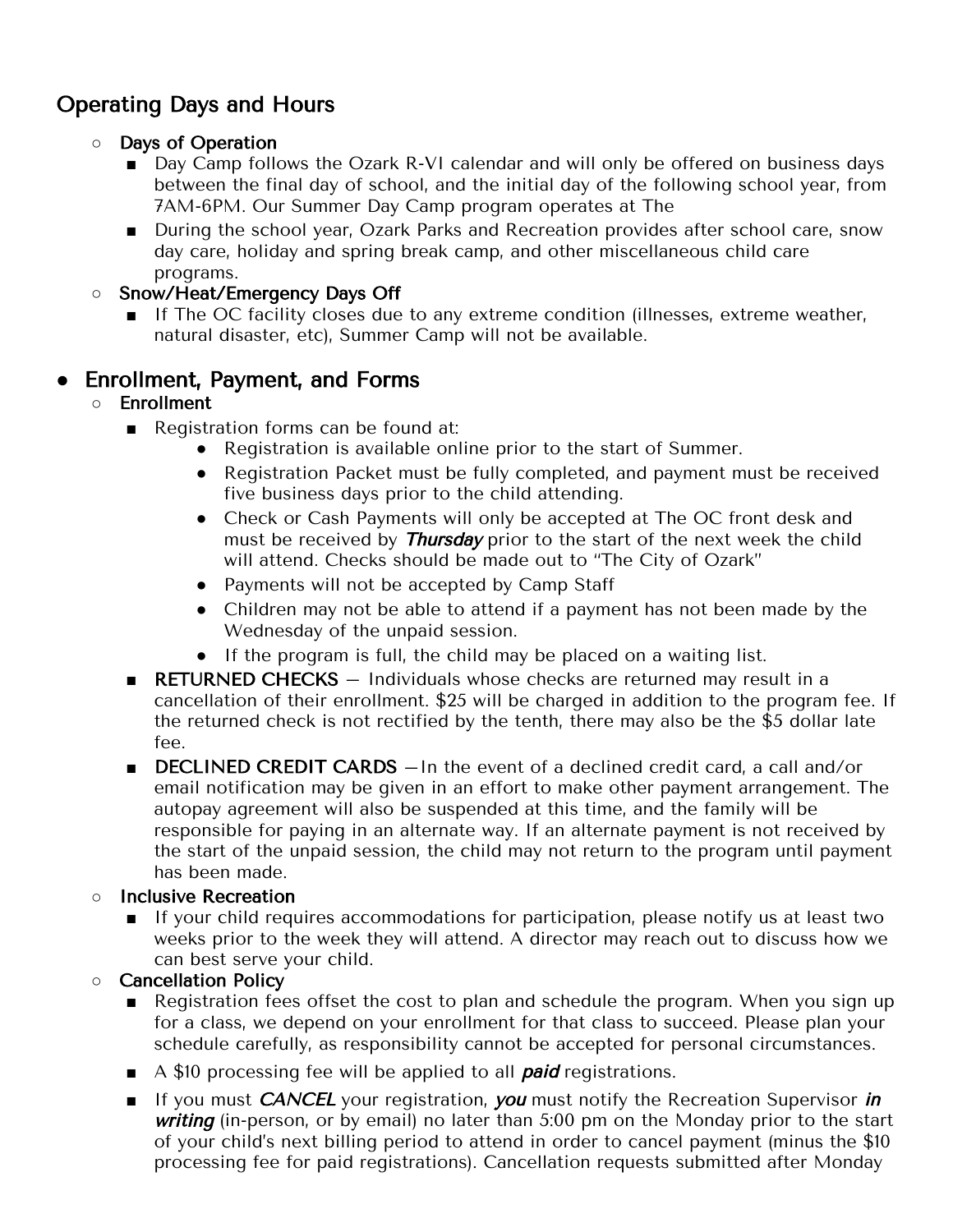## Operating Days and Hours

- **Days of Operation**
  - Day Camp follows the Ozark R-VI calendar and will only be offered on business days between the final day of school, and the initial day of the following school year, from 7AM-6PM. Our Summer Day Camp program operates at The
  - During the school year, Ozark Parks and Recreation provides after school care, snow day care, holiday and spring break camp, and other miscellaneous child care programs.
- **Snow/Heat/Emergency Days Off**
  - If The OC facility closes due to any extreme condition (illnesses, extreme weather, natural disaster, etc), Summer Camp will not be available.

## Enrollment, Payment, and Forms

- **Enrollment**
  - Registration forms can be found at:
    - Registration is available online prior to the start of Summer.
    - Registration Packet must be fully completed, and payment must be received five business days prior to the child attending.
    - Check or Cash Payments will only be accepted at The OC front desk and must be received by ***Thursday*** prior to the start of the next week the child will attend. Checks should be made out to "The City of Ozark"
    - Payments will not be accepted by Camp Staff
    - Children may not be able to attend if a payment has not been made by the Wednesday of the unpaid session.
    - If the program is full, the child may be placed on a waiting list.
  - **RETURNED CHECKS** — Individuals whose checks are returned may result in a cancellation of their enrollment. $25 will be charged in addition to the program fee. If the returned check is not rectified by the tenth, there may also be the $5 dollar late fee.
  - **DECLINED CREDIT CARDS** —In the event of a declined credit card, a call and/or email notification may be given in an effort to make other payment arrangement. The autopay agreement will also be suspended at this time, and the family will be responsible for paying in an alternate way. If an alternate payment is not received by the start of the unpaid session, the child may not return to the program until payment has been made.
- **Inclusive Recreation**
  - If your child requires accommodations for participation, please notify us at least two weeks prior to the week they will attend. A director may reach out to discuss how we can best serve your child.
- **Cancellation Policy**
  - Registration fees offset the cost to plan and schedule the program. When you sign up for a class, we depend on your enrollment for that class to succeed. Please plan your schedule carefully, as responsibility cannot be accepted for personal circumstances.
  - A $10 processing fee will be applied to all ***paid*** registrations.
  - If you must ***CANCEL*** your registration, ***you*** must notify the Recreation Supervisor ***in writing*** (in-person, or by email) no later than 5:00 pm on the Monday prior to the start of your child's next billing period to attend in order to cancel payment (minus the $10 processing fee for paid registrations). Cancellation requests submitted after Monday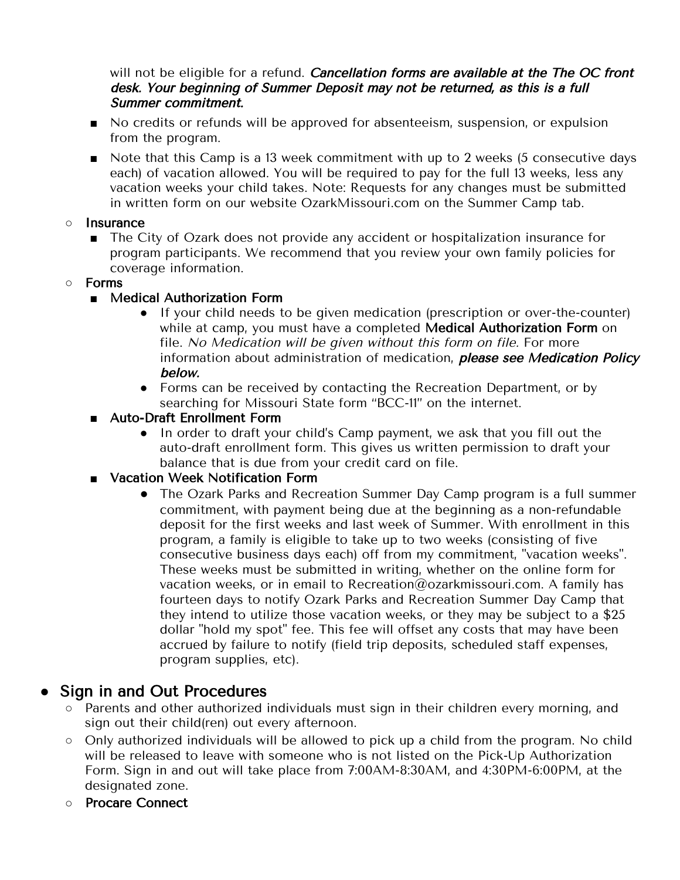will not be eligible for a refund. ***Cancellation forms are available at the The OC front desk. Your beginning of Summer Deposit may not be returned, as this is a full Summer commitment.***

- No credits or refunds will be approved for absenteeism, suspension, or expulsion from the program.
- Note that this Camp is a 13 week commitment with up to 2 weeks (5 consecutive days each) of vacation allowed. You will be required to pay for the full 13 weeks, less any vacation weeks your child takes. Note: Requests for any changes must be submitted in written form on our website OzarkMissouri.com on the Summer Camp tab.

- **Insurance**
  - The City of Ozark does not provide any accident or hospitalization insurance for program participants. We recommend that you review your own family policies for coverage information.
- **Forms**
  - **Medical Authorization Form**
    - If your child needs to be given medication (prescription or over-the-counter) while at camp, you must have a completed **Medical Authorization Form** on file. *No Medication will be given without this form on file.* For more information about administration of medication, ***please see Medication Policy below.***
    - Forms can be received by contacting the Recreation Department, or by searching for Missouri State form "BCC-11" on the internet.
  - **Auto-Draft Enrollment Form**
    - In order to draft your child's Camp payment, we ask that you fill out the auto-draft enrollment form. This gives us written permission to draft your balance that is due from your credit card on file.
  - **Vacation Week Notification Form**
    - The Ozark Parks and Recreation Summer Day Camp program is a full summer commitment, with payment being due at the beginning as a non-refundable deposit for the first weeks and last week of Summer. With enrollment in this program, a family is eligible to take up to two weeks (consisting of five consecutive business days each) off from my commitment, "vacation weeks". These weeks must be submitted in writing, whether on the online form for vacation weeks, or in email to Recreation@ozarkmissouri.com. A family has fourteen days to notify Ozark Parks and Recreation Summer Day Camp that they intend to utilize those vacation weeks, or they may be subject to a $25 dollar "hold my spot" fee. This fee will offset any costs that may have been accrued by failure to notify (field trip deposits, scheduled staff expenses, program supplies, etc).

## Sign in and Out Procedures

- Parents and other authorized individuals must sign in their children every morning, and sign out their child(ren) out every afternoon.
- Only authorized individuals will be allowed to pick up a child from the program. No child will be released to leave with someone who is not listed on the Pick-Up Authorization Form. Sign in and out will take place from 7:00AM-8:30AM, and 4:30PM-6:00PM, at the designated zone.
- **Procare Connect**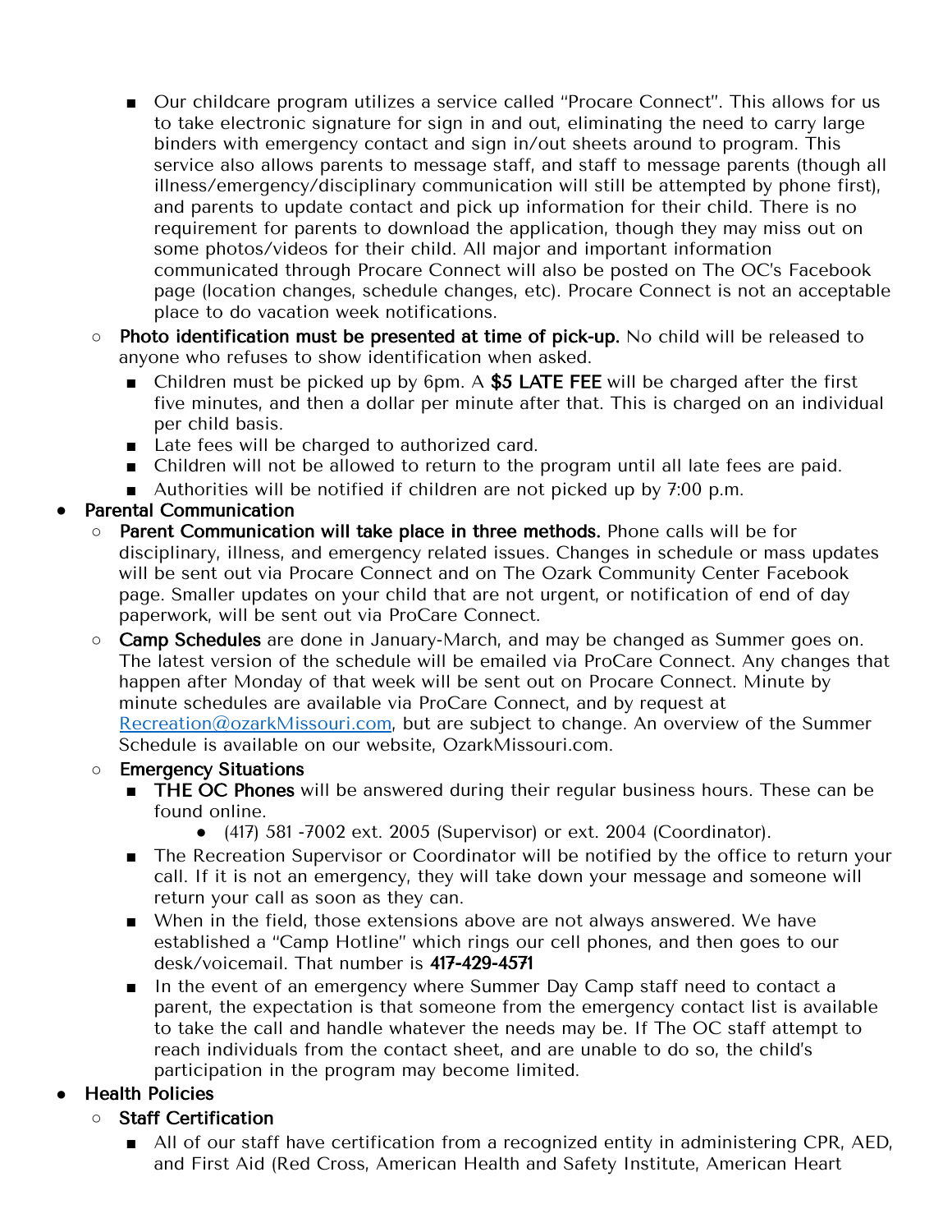- Our childcare program utilizes a service called "Procare Connect". This allows for us to take electronic signature for sign in and out, eliminating the need to carry large binders with emergency contact and sign in/out sheets around to program. This service also allows parents to message staff, and staff to message parents (though all illness/emergency/disciplinary communication will still be attempted by phone first), and parents to update contact and pick up information for their child. There is no requirement for parents to download the application, though they may miss out on some photos/videos for their child. All major and important information communicated through Procare Connect will also be posted on The OC's Facebook page (location changes, schedule changes, etc). Procare Connect is not an acceptable place to do vacation week notifications.
  - **Photo identification must be presented at time of pick-up.** No child will be released to anyone who refuses to show identification when asked.
    - Children must be picked up by 6pm. A **$5 LATE FEE** will be charged after the first five minutes, and then a dollar per minute after that. This is charged on an individual per child basis.
    - Late fees will be charged to authorized card.
    - Children will not be allowed to return to the program until all late fees are paid.
    - Authorities will be notified if children are not picked up by 7:00 p.m.
- **Parental Communication**
  - **Parent Communication will take place in three methods.** Phone calls will be for disciplinary, illness, and emergency related issues. Changes in schedule or mass updates will be sent out via Procare Connect and on The Ozark Community Center Facebook page. Smaller updates on your child that are not urgent, or notification of end of day paperwork, will be sent out via ProCare Connect.
  - **Camp Schedules** are done in January-March, and may be changed as Summer goes on. The latest version of the schedule will be emailed via ProCare Connect. Any changes that happen after Monday of that week will be sent out on Procare Connect. Minute by minute schedules are available via ProCare Connect, and by request at Recreation@ozarkMissouri.com, but are subject to change. An overview of the Summer Schedule is available on our website, OzarkMissouri.com.
  - **Emergency Situations**
    - **THE OC Phones** will be answered during their regular business hours. These can be found online.
      - (417) 581 -7002 ext. 2005 (Supervisor) or ext. 2004 (Coordinator).
    - The Recreation Supervisor or Coordinator will be notified by the office to return your call. If it is not an emergency, they will take down your message and someone will return your call as soon as they can.
    - When in the field, those extensions above are not always answered. We have established a "Camp Hotline" which rings our cell phones, and then goes to our desk/voicemail. That number is **417-429-4571**
    - In the event of an emergency where Summer Day Camp staff need to contact a parent, the expectation is that someone from the emergency contact list is available to take the call and handle whatever the needs may be. If The OC staff attempt to reach individuals from the contact sheet, and are unable to do so, the child's participation in the program may become limited.
- **Health Policies**
  - **Staff Certification**
    - All of our staff have certification from a recognized entity in administering CPR, AED, and First Aid (Red Cross, American Health and Safety Institute, American Heart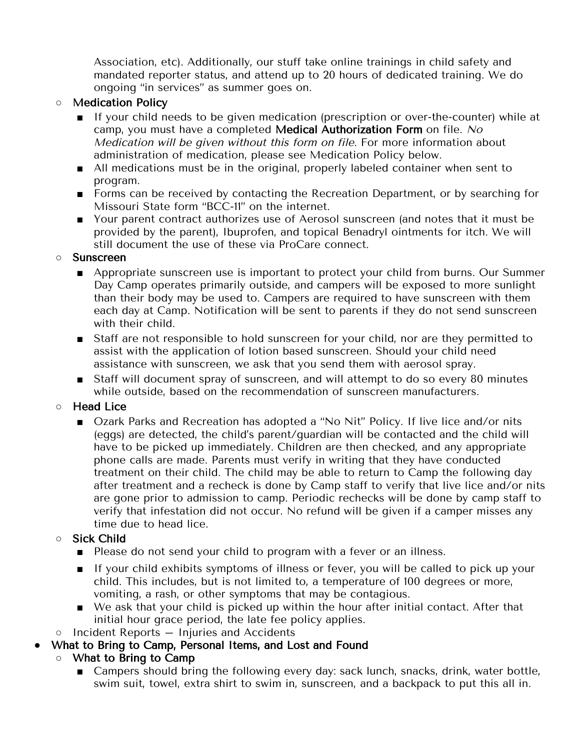- Association, etc). Additionally, our stuff take online trainings in child safety and mandated reporter status, and attend up to 20 hours of dedicated training. We do ongoing "in services" as summer goes on.
  - **Medication Policy**
    - If your child needs to be given medication (prescription or over-the-counter) while at camp, you must have a completed **Medical Authorization Form** on file. *No Medication will be given without this form on file.* For more information about administration of medication, please see Medication Policy below.
    - All medications must be in the original, properly labeled container when sent to program.
    - Forms can be received by contacting the Recreation Department, or by searching for Missouri State form "BCC-11" on the internet.
    - Your parent contract authorizes use of Aerosol sunscreen (and notes that it must be provided by the parent), Ibuprofen, and topical Benadryl ointments for itch. We will still document the use of these via ProCare connect.
  - **Sunscreen**
    - Appropriate sunscreen use is important to protect your child from burns. Our Summer Day Camp operates primarily outside, and campers will be exposed to more sunlight than their body may be used to. Campers are required to have sunscreen with them each day at Camp. Notification will be sent to parents if they do not send sunscreen with their child.
    - Staff are not responsible to hold sunscreen for your child, nor are they permitted to assist with the application of lotion based sunscreen. Should your child need assistance with sunscreen, we ask that you send them with aerosol spray.
    - Staff will document spray of sunscreen, and will attempt to do so every 80 minutes while outside, based on the recommendation of sunscreen manufacturers.
  - **Head Lice**
    - Ozark Parks and Recreation has adopted a "No Nit" Policy. If live lice and/or nits (eggs) are detected, the child's parent/guardian will be contacted and the child will have to be picked up immediately. Children are then checked, and any appropriate phone calls are made. Parents must verify in writing that they have conducted treatment on their child. The child may be able to return to Camp the following day after treatment and a recheck is done by Camp staff to verify that live lice and/or nits are gone prior to admission to camp. Periodic rechecks will be done by camp staff to verify that infestation did not occur. No refund will be given if a camper misses any time due to head lice.
  - **Sick Child**
    - Please do not send your child to program with a fever or an illness.
    - If your child exhibits symptoms of illness or fever, you will be called to pick up your child. This includes, but is not limited to, a temperature of 100 degrees or more, vomiting, a rash, or other symptoms that may be contagious.
    - We ask that your child is picked up within the hour after initial contact. After that initial hour grace period, the late fee policy applies.
  - Incident Reports — Injuries and Accidents
- **What to Bring to Camp, Personal Items, and Lost and Found**
  - **What to Bring to Camp**
    - Campers should bring the following every day: sack lunch, snacks, drink, water bottle, swim suit, towel, extra shirt to swim in, sunscreen, and a backpack to put this all in.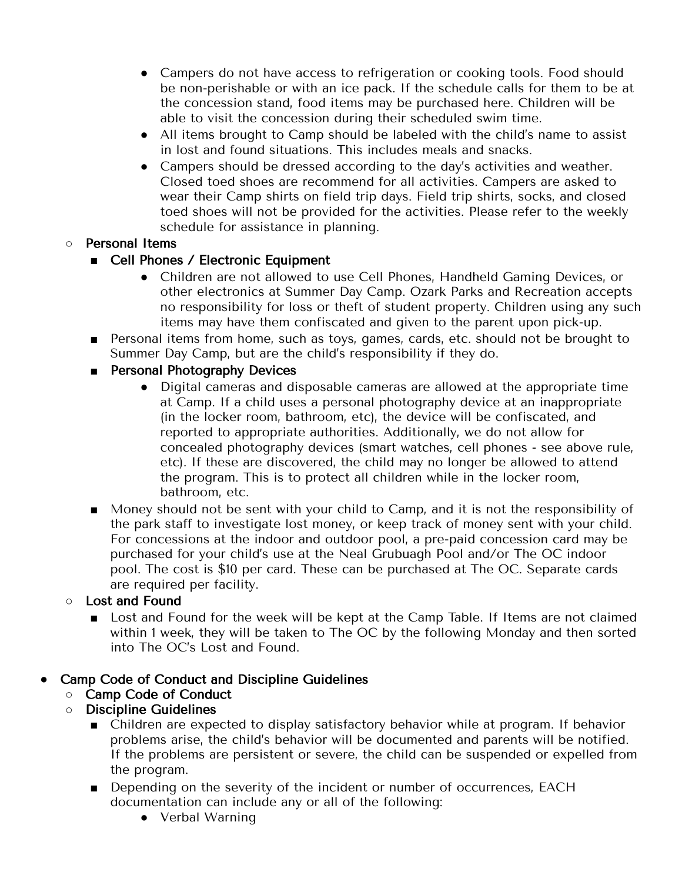- Campers do not have access to refrigeration or cooking tools. Food should be non-perishable or with an ice pack. If the schedule calls for them to be at the concession stand, food items may be purchased here. Children will be able to visit the concession during their scheduled swim time.
- All items brought to Camp should be labeled with the child's name to assist in lost and found situations. This includes meals and snacks.
- Campers should be dressed according to the day's activities and weather. Closed toed shoes are recommend for all activities. Campers are asked to wear their Camp shirts on field trip days. Field trip shirts, socks, and closed toed shoes will not be provided for the activities. Please refer to the weekly schedule for assistance in planning.

- **Personal Items**
  - **Cell Phones / Electronic Equipment**
    - Children are not allowed to use Cell Phones, Handheld Gaming Devices, or other electronics at Summer Day Camp. Ozark Parks and Recreation accepts no responsibility for loss or theft of student property. Children using any such items may have them confiscated and given to the parent upon pick-up.
  - Personal items from home, such as toys, games, cards, etc. should not be brought to Summer Day Camp, but are the child's responsibility if they do.
  - **Personal Photography Devices**
    - Digital cameras and disposable cameras are allowed at the appropriate time at Camp. If a child uses a personal photography device at an inappropriate (in the locker room, bathroom, etc), the device will be confiscated, and reported to appropriate authorities. Additionally, we do not allow for concealed photography devices (smart watches, cell phones - see above rule, etc). If these are discovered, the child may no longer be allowed to attend the program. This is to protect all children while in the locker room, bathroom, etc.
  - Money should not be sent with your child to Camp, and it is not the responsibility of the park staff to investigate lost money, or keep track of money sent with your child. For concessions at the indoor and outdoor pool, a pre-paid concession card may be purchased for your child's use at the Neal Grubuagh Pool and/or The OC indoor pool. The cost is $10 per card. These can be purchased at The OC. Separate cards are required per facility.
- **Lost and Found**
  - Lost and Found for the week will be kept at the Camp Table. If Items are not claimed within 1 week, they will be taken to The OC by the following Monday and then sorted into The OC's Lost and Found.

- **Camp Code of Conduct and Discipline Guidelines**
  - **Camp Code of Conduct**
  - **Discipline Guidelines**
    - Children are expected to display satisfactory behavior while at program. If behavior problems arise, the child's behavior will be documented and parents will be notified. If the problems are persistent or severe, the child can be suspended or expelled from the program.
    - Depending on the severity of the incident or number of occurrences, EACH documentation can include any or all of the following:
      - Verbal Warning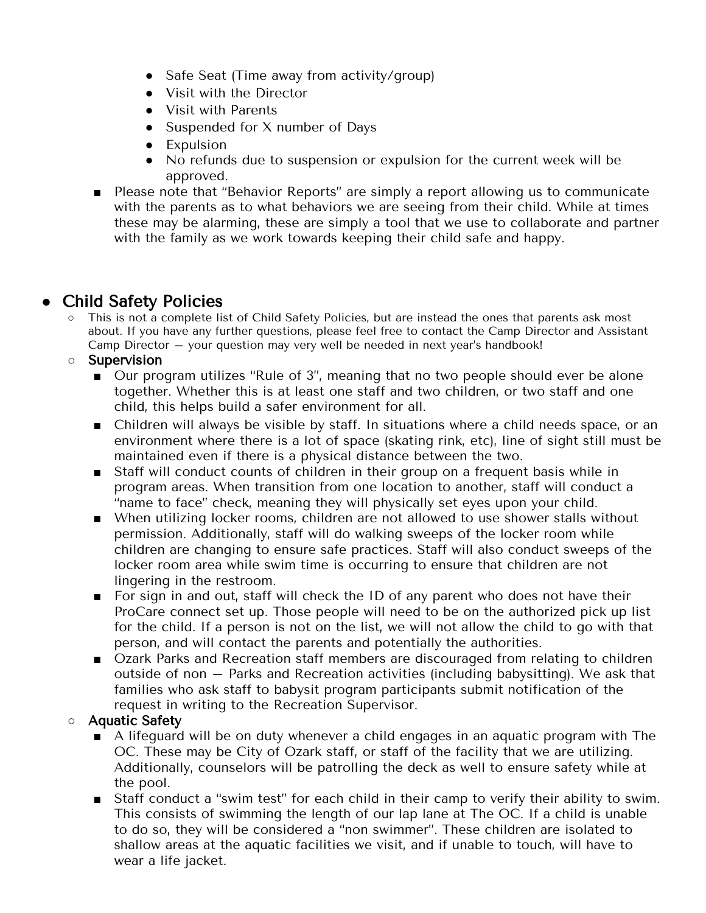- Safe Seat (Time away from activity/group)
- Visit with the Director
- Visit with Parents
- Suspended for X number of Days
- Expulsion
- No refunds due to suspension or expulsion for the current week will be approved.

- Please note that "Behavior Reports" are simply a report allowing us to communicate with the parents as to what behaviors we are seeing from their child. While at times these may be alarming, these are simply a tool that we use to collaborate and partner with the family as we work towards keeping their child safe and happy.

## Child Safety Policies

- This is not a complete list of Child Safety Policies, but are instead the ones that parents ask most about. If you have any further questions, please feel free to contact the Camp Director and Assistant Camp Director — your question may very well be needed in next year's handbook!

### Supervision

- Our program utilizes "Rule of 3", meaning that no two people should ever be alone together. Whether this is at least one staff and two children, or two staff and one child, this helps build a safer environment for all.
- Children will always be visible by staff. In situations where a child needs space, or an environment where there is a lot of space (skating rink, etc), line of sight still must be maintained even if there is a physical distance between the two.
- Staff will conduct counts of children in their group on a frequent basis while in program areas. When transition from one location to another, staff will conduct a "name to face" check, meaning they will physically set eyes upon your child.
- When utilizing locker rooms, children are not allowed to use shower stalls without permission. Additionally, staff will do walking sweeps of the locker room while children are changing to ensure safe practices. Staff will also conduct sweeps of the locker room area while swim time is occurring to ensure that children are not lingering in the restroom.
- For sign in and out, staff will check the ID of any parent who does not have their ProCare connect set up. Those people will need to be on the authorized pick up list for the child. If a person is not on the list, we will not allow the child to go with that person, and will contact the parents and potentially the authorities.
- Ozark Parks and Recreation staff members are discouraged from relating to children outside of non — Parks and Recreation activities (including babysitting). We ask that families who ask staff to babysit program participants submit notification of the request in writing to the Recreation Supervisor.

### Aquatic Safety

- A lifeguard will be on duty whenever a child engages in an aquatic program with The OC. These may be City of Ozark staff, or staff of the facility that we are utilizing. Additionally, counselors will be patrolling the deck as well to ensure safety while at the pool.
- Staff conduct a "swim test" for each child in their camp to verify their ability to swim. This consists of swimming the length of our lap lane at The OC. If a child is unable to do so, they will be considered a "non swimmer". These children are isolated to shallow areas at the aquatic facilities we visit, and if unable to touch, will have to wear a life jacket.